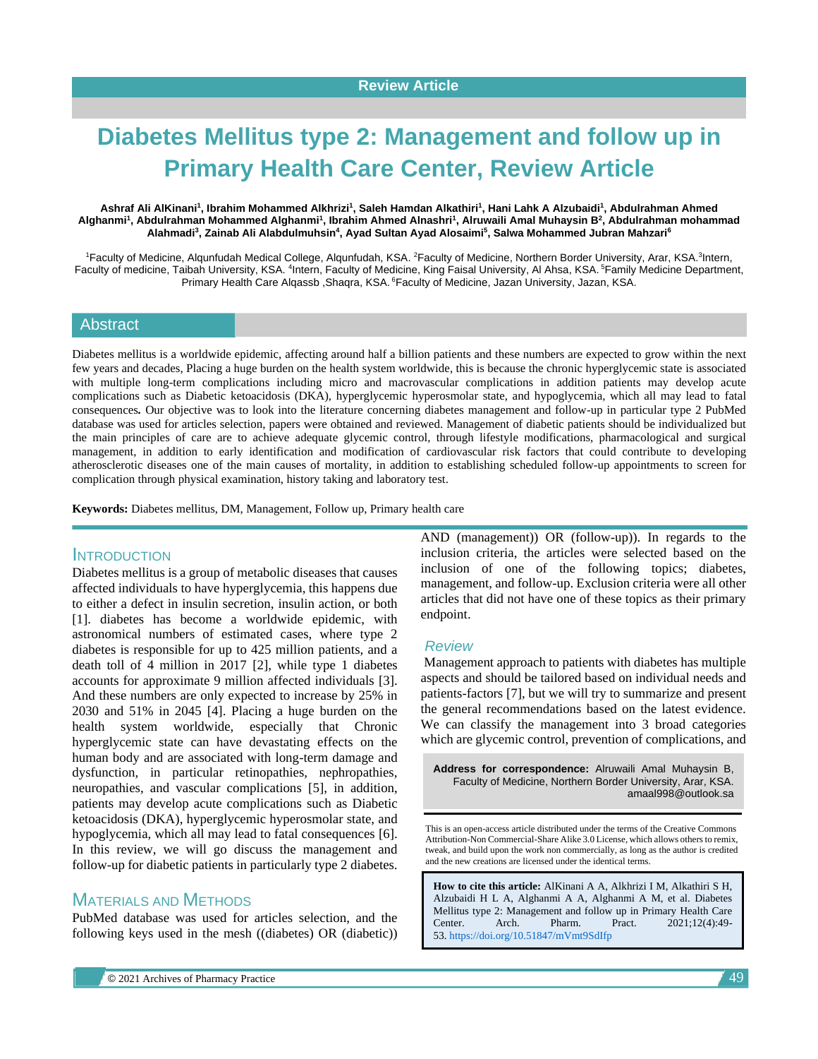Review Article

# Diabetes Mellitus type 2: Management and follow up in Primary Health Care Center, Review Article

**Ashraf Ali AlKinani[1], Ibrahim Mohammed Alkhrizi[1], Saleh Hamdan Alkathiri[1], Hani Lahk A Alzubaidi[1], Abdulrahman Ahmed Alghanmi[1], Abdulrahman Mohammed Alghanmi[1], Ibrahim Ahmed Alnashri[1], Alruwaili Amal Muhaysin B[2], Abdulrahman mohammad Alahmadi[3], Zainab Ali Alabdulmuhsin[4], Ayad Sultan Ayad Alosaimi[5], Salwa Mohammed Jubran Mahzari[6]**

[1]Faculty of Medicine, Alqunfudah Medical College, Alqunfudah, KSA. [2]Faculty of Medicine, Northern Border University, Arar, KSA.[3]Intern, Faculty of medicine, Taibah University, KSA. [4]Intern, Faculty of Medicine, King Faisal University, Al Ahsa, KSA. [5]Family Medicine Department, Primary Health Care Alqassb ,Shaqra, KSA. [6]Faculty of Medicine, Jazan University, Jazan, KSA.

## Abstract

Diabetes mellitus is a worldwide epidemic, affecting around half a billion patients and these numbers are expected to grow within the next few years and decades, Placing a huge burden on the health system worldwide, this is because the chronic hyperglycemic state is associated with multiple long-term complications including micro and macrovascular complications in addition patients may develop acute complications such as Diabetic ketoacidosis (DKA), hyperglycemic hyperosmolar state, and hypoglycemia, which all may lead to fatal consequences**.** Our objective was to look into the literature concerning diabetes management and follow-up in particular type 2 PubMed database was used for articles selection, papers were obtained and reviewed. Management of diabetic patients should be individualized but the main principles of care are to achieve adequate glycemic control, through lifestyle modifications, pharmacological and surgical management, in addition to early identification and modification of cardiovascular risk factors that could contribute to developing atherosclerotic diseases one of the main causes of mortality, in addition to establishing scheduled follow-up appointments to screen for complication through physical examination, history taking and laboratory test.

**Keywords:** Diabetes mellitus, DM, Management, Follow up, Primary health care

## Introduction

Diabetes mellitus is a group of metabolic diseases that causes affected individuals to have hyperglycemia, this happens due to either a defect in insulin secretion, insulin action, or both [1]. diabetes has become a worldwide epidemic, with astronomical numbers of estimated cases, where type 2 diabetes is responsible for up to 425 million patients, and a death toll of 4 million in 2017 [2], while type 1 diabetes accounts for approximate 9 million affected individuals [3]. And these numbers are only expected to increase by 25% in 2030 and 51% in 2045 [4]. Placing a huge burden on the health system worldwide, especially that Chronic hyperglycemic state can have devastating effects on the human body and are associated with long-term damage and dysfunction, in particular retinopathies, nephropathies, neuropathies, and vascular complications [5], in addition, patients may develop acute complications such as Diabetic ketoacidosis (DKA), hyperglycemic hyperosmolar state, and hypoglycemia, which all may lead to fatal consequences [6]. In this review, we will go discuss the management and follow-up for diabetic patients in particularly type 2 diabetes.

## Materials and Methods

PubMed database was used for articles selection, and the following keys used in the mesh ((diabetes) OR (diabetic)) AND (management)) OR (follow-up)). In regards to the inclusion criteria, the articles were selected based on the inclusion of one of the following topics; diabetes, management, and follow-up. Exclusion criteria were all other articles that did not have one of these topics as their primary endpoint.

## Review

Management approach to patients with diabetes has multiple aspects and should be tailored based on individual needs and patients-factors [7], but we will try to summarize and present the general recommendations based on the latest evidence. We can classify the management into 3 broad categories which are glycemic control, prevention of complications, and

**Address for correspondence:** Alruwaili Amal Muhaysin B, Faculty of Medicine, Northern Border University, Arar, KSA. amaal998@outlook.sa

This is an open-access article distributed under the terms of the Creative Commons Attribution-Non Commercial-Share Alike 3.0 License, which allows others to remix, tweak, and build upon the work non commercially, as long as the author is credited and the new creations are licensed under the identical terms.

**How to cite this article:** AlKinani A A, Alkhrizi I M, Alkathiri S H, Alzubaidi H L A, Alghanmi A A, Alghanmi A M, et al. Diabetes Mellitus type 2: Management and follow up in Primary Health Care Center. Arch. Pharm. Pract. 2021;12(4):49-53. https://doi.org/10.51847/mVmt9SdIfp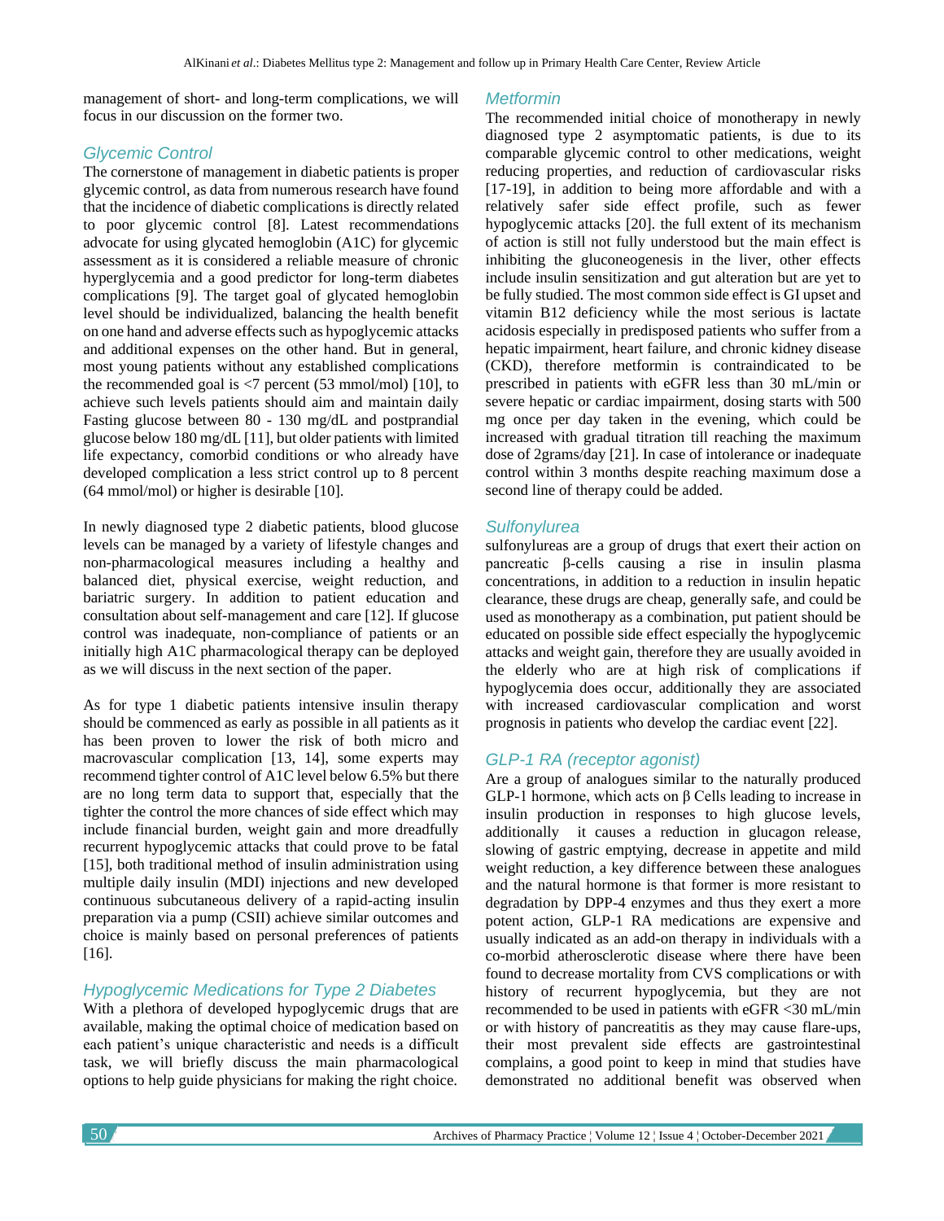management of short- and long-term complications, we will focus in our discussion on the former two.

## Glycemic Control

The cornerstone of management in diabetic patients is proper glycemic control, as data from numerous research have found that the incidence of diabetic complications is directly related to poor glycemic control [8]. Latest recommendations advocate for using glycated hemoglobin (A1C) for glycemic assessment as it is considered a reliable measure of chronic hyperglycemia and a good predictor for long-term diabetes complications [9]. The target goal of glycated hemoglobin level should be individualized, balancing the health benefit on one hand and adverse effects such as hypoglycemic attacks and additional expenses on the other hand. But in general, most young patients without any established complications the recommended goal is <7 percent (53 mmol/mol) [10], to achieve such levels patients should aim and maintain daily Fasting glucose between 80 - 130 mg/dL and postprandial glucose below 180 mg/dL [11], but older patients with limited life expectancy, comorbid conditions or who already have developed complication a less strict control up to 8 percent (64 mmol/mol) or higher is desirable [10].

In newly diagnosed type 2 diabetic patients, blood glucose levels can be managed by a variety of lifestyle changes and non-pharmacological measures including a healthy and balanced diet, physical exercise, weight reduction, and bariatric surgery. In addition to patient education and consultation about self-management and care [12]. If glucose control was inadequate, non-compliance of patients or an initially high A1C pharmacological therapy can be deployed as we will discuss in the next section of the paper.

As for type 1 diabetic patients intensive insulin therapy should be commenced as early as possible in all patients as it has been proven to lower the risk of both micro and macrovascular complication [13, 14], some experts may recommend tighter control of A1C level below 6.5% but there are no long term data to support that, especially that the tighter the control the more chances of side effect which may include financial burden, weight gain and more dreadfully recurrent hypoglycemic attacks that could prove to be fatal [15], both traditional method of insulin administration using multiple daily insulin (MDI) injections and new developed continuous subcutaneous delivery of a rapid-acting insulin preparation via a pump (CSII) achieve similar outcomes and choice is mainly based on personal preferences of patients [16].

## Hypoglycemic Medications for Type 2 Diabetes

With a plethora of developed hypoglycemic drugs that are available, making the optimal choice of medication based on each patient's unique characteristic and needs is a difficult task, we will briefly discuss the main pharmacological options to help guide physicians for making the right choice.

### Metformin

The recommended initial choice of monotherapy in newly diagnosed type 2 asymptomatic patients, is due to its comparable glycemic control to other medications, weight reducing properties, and reduction of cardiovascular risks [17-19], in addition to being more affordable and with a relatively safer side effect profile, such as fewer hypoglycemic attacks [20]. the full extent of its mechanism of action is still not fully understood but the main effect is inhibiting the gluconeogenesis in the liver, other effects include insulin sensitization and gut alteration but are yet to be fully studied. The most common side effect is GI upset and vitamin B12 deficiency while the most serious is lactate acidosis especially in predisposed patients who suffer from a hepatic impairment, heart failure, and chronic kidney disease (CKD), therefore metformin is contraindicated to be prescribed in patients with eGFR less than 30 mL/min or severe hepatic or cardiac impairment, dosing starts with 500 mg once per day taken in the evening, which could be increased with gradual titration till reaching the maximum dose of 2grams/day [21]. In case of intolerance or inadequate control within 3 months despite reaching maximum dose a second line of therapy could be added.

### Sulfonylurea

sulfonylureas are a group of drugs that exert their action on pancreatic β-cells causing a rise in insulin plasma concentrations, in addition to a reduction in insulin hepatic clearance, these drugs are cheap, generally safe, and could be used as monotherapy as a combination, put patient should be educated on possible side effect especially the hypoglycemic attacks and weight gain, therefore they are usually avoided in the elderly who are at high risk of complications if hypoglycemia does occur, additionally they are associated with increased cardiovascular complication and worst prognosis in patients who develop the cardiac event [22].

### GLP-1 RA (receptor agonist)

Are a group of analogues similar to the naturally produced GLP-1 hormone, which acts on β Cells leading to increase in insulin production in responses to high glucose levels, additionally it causes a reduction in glucagon release, slowing of gastric emptying, decrease in appetite and mild weight reduction, a key difference between these analogues and the natural hormone is that former is more resistant to degradation by DPP-4 enzymes and thus they exert a more potent action, GLP-1 RA medications are expensive and usually indicated as an add-on therapy in individuals with a co-morbid atherosclerotic disease where there have been found to decrease mortality from CVS complications or with history of recurrent hypoglycemia, but they are not recommended to be used in patients with eGFR <30 mL/min or with history of pancreatitis as they may cause flare-ups, their most prevalent side effects are gastrointestinal complains, a good point to keep in mind that studies have demonstrated no additional benefit was observed when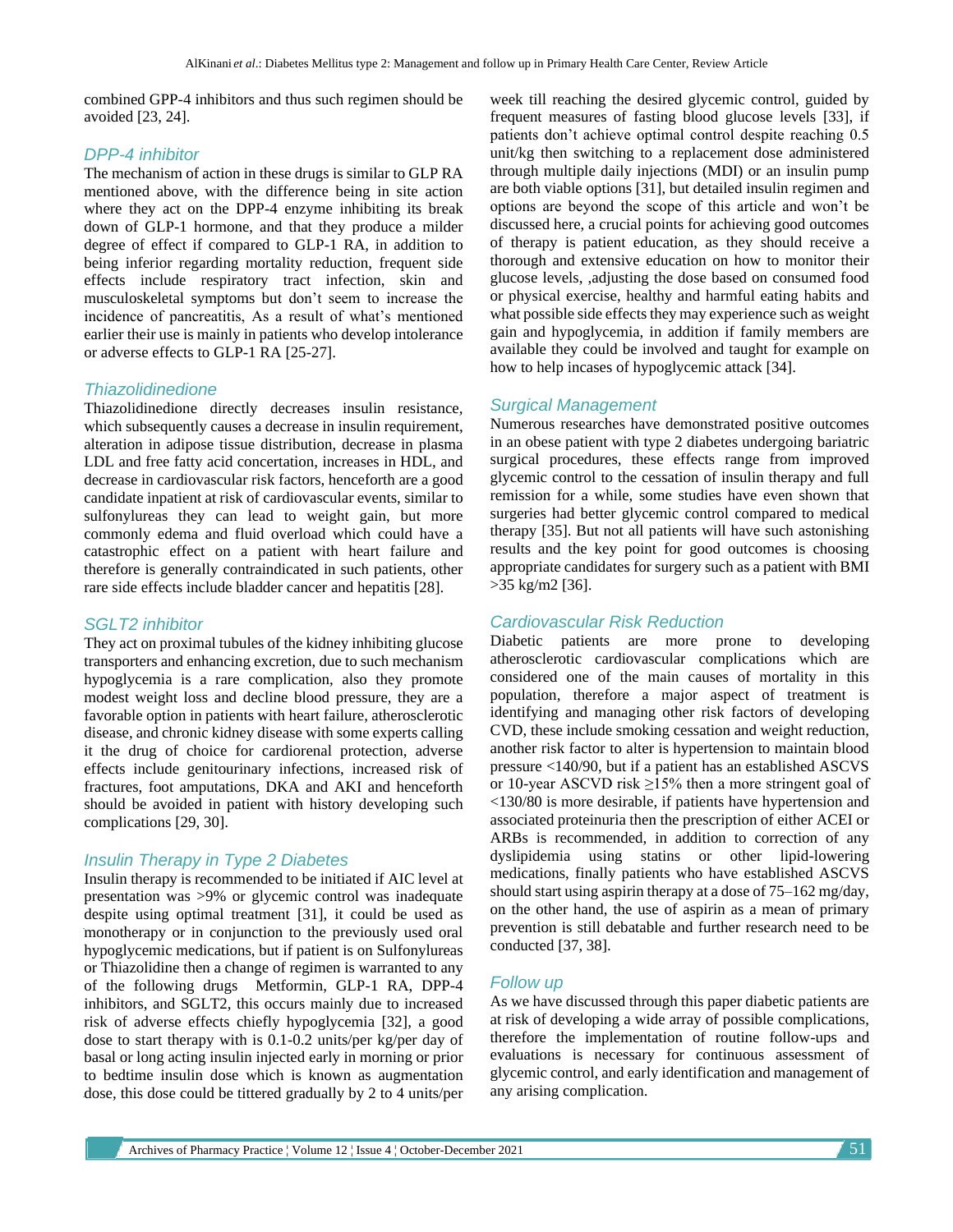combined GPP-4 inhibitors and thus such regimen should be avoided [23, 24].

### DPP-4 inhibitor

The mechanism of action in these drugs is similar to GLP RA mentioned above, with the difference being in site action where they act on the DPP-4 enzyme inhibiting its break down of GLP-1 hormone, and that they produce a milder degree of effect if compared to GLP-1 RA, in addition to being inferior regarding mortality reduction, frequent side effects include respiratory tract infection, skin and musculoskeletal symptoms but don't seem to increase the incidence of pancreatitis, As a result of what's mentioned earlier their use is mainly in patients who develop intolerance or adverse effects to GLP-1 RA [25-27].

### Thiazolidinedione

Thiazolidinedione directly decreases insulin resistance, which subsequently causes a decrease in insulin requirement, alteration in adipose tissue distribution, decrease in plasma LDL and free fatty acid concertation, increases in HDL, and decrease in cardiovascular risk factors, henceforth are a good candidate inpatient at risk of cardiovascular events, similar to sulfonylureas they can lead to weight gain, but more commonly edema and fluid overload which could have a catastrophic effect on a patient with heart failure and therefore is generally contraindicated in such patients, other rare side effects include bladder cancer and hepatitis [28].

### SGLT2 inhibitor

They act on proximal tubules of the kidney inhibiting glucose transporters and enhancing excretion, due to such mechanism hypoglycemia is a rare complication, also they promote modest weight loss and decline blood pressure, they are a favorable option in patients with heart failure, atherosclerotic disease, and chronic kidney disease with some experts calling it the drug of choice for cardiorenal protection, adverse effects include genitourinary infections, increased risk of fractures, foot amputations, DKA and AKI and henceforth should be avoided in patient with history developing such complications [29, 30].

### Insulin Therapy in Type 2 Diabetes

Insulin therapy is recommended to be initiated if AIC level at presentation was >9% or glycemic control was inadequate despite using optimal treatment [31], it could be used as monotherapy or in conjunction to the previously used oral hypoglycemic medications, but if patient is on Sulfonylureas or Thiazolidine then a change of regimen is warranted to any of the following drugs Metformin, GLP-1 RA, DPP-4 inhibitors, and SGLT2, this occurs mainly due to increased risk of adverse effects chiefly hypoglycemia [32], a good dose to start therapy with is 0.1-0.2 units/per kg/per day of basal or long acting insulin injected early in morning or prior to bedtime insulin dose which is known as augmentation dose, this dose could be tittered gradually by 2 to 4 units/per week till reaching the desired glycemic control, guided by frequent measures of fasting blood glucose levels [33], if patients don't achieve optimal control despite reaching 0.5 unit/kg then switching to a replacement dose administered through multiple daily injections (MDI) or an insulin pump are both viable options [31], but detailed insulin regimen and options are beyond the scope of this article and won't be discussed here, a crucial points for achieving good outcomes of therapy is patient education, as they should receive a thorough and extensive education on how to monitor their glucose levels, ,adjusting the dose based on consumed food or physical exercise, healthy and harmful eating habits and what possible side effects they may experience such as weight gain and hypoglycemia, in addition if family members are available they could be involved and taught for example on how to help incases of hypoglycemic attack [34].

### Surgical Management

Numerous researches have demonstrated positive outcomes in an obese patient with type 2 diabetes undergoing bariatric surgical procedures, these effects range from improved glycemic control to the cessation of insulin therapy and full remission for a while, some studies have even shown that surgeries had better glycemic control compared to medical therapy [35]. But not all patients will have such astonishing results and the key point for good outcomes is choosing appropriate candidates for surgery such as a patient with BMI >35 kg/m2 [36].

### Cardiovascular Risk Reduction

Diabetic patients are more prone to developing atherosclerotic cardiovascular complications which are considered one of the main causes of mortality in this population, therefore a major aspect of treatment is identifying and managing other risk factors of developing CVD, these include smoking cessation and weight reduction, another risk factor to alter is hypertension to maintain blood pressure <140/90, but if a patient has an established ASCVS or 10-year ASCVD risk ≥15% then a more stringent goal of <130/80 is more desirable, if patients have hypertension and associated proteinuria then the prescription of either ACEI or ARBs is recommended, in addition to correction of any dyslipidemia using statins or other lipid-lowering medications, finally patients who have established ASCVS should start using aspirin therapy at a dose of 75–162 mg/day, on the other hand, the use of aspirin as a mean of primary prevention is still debatable and further research need to be conducted [37, 38].

### Follow up

As we have discussed through this paper diabetic patients are at risk of developing a wide array of possible complications, therefore the implementation of routine follow-ups and evaluations is necessary for continuous assessment of glycemic control, and early identification and management of any arising complication.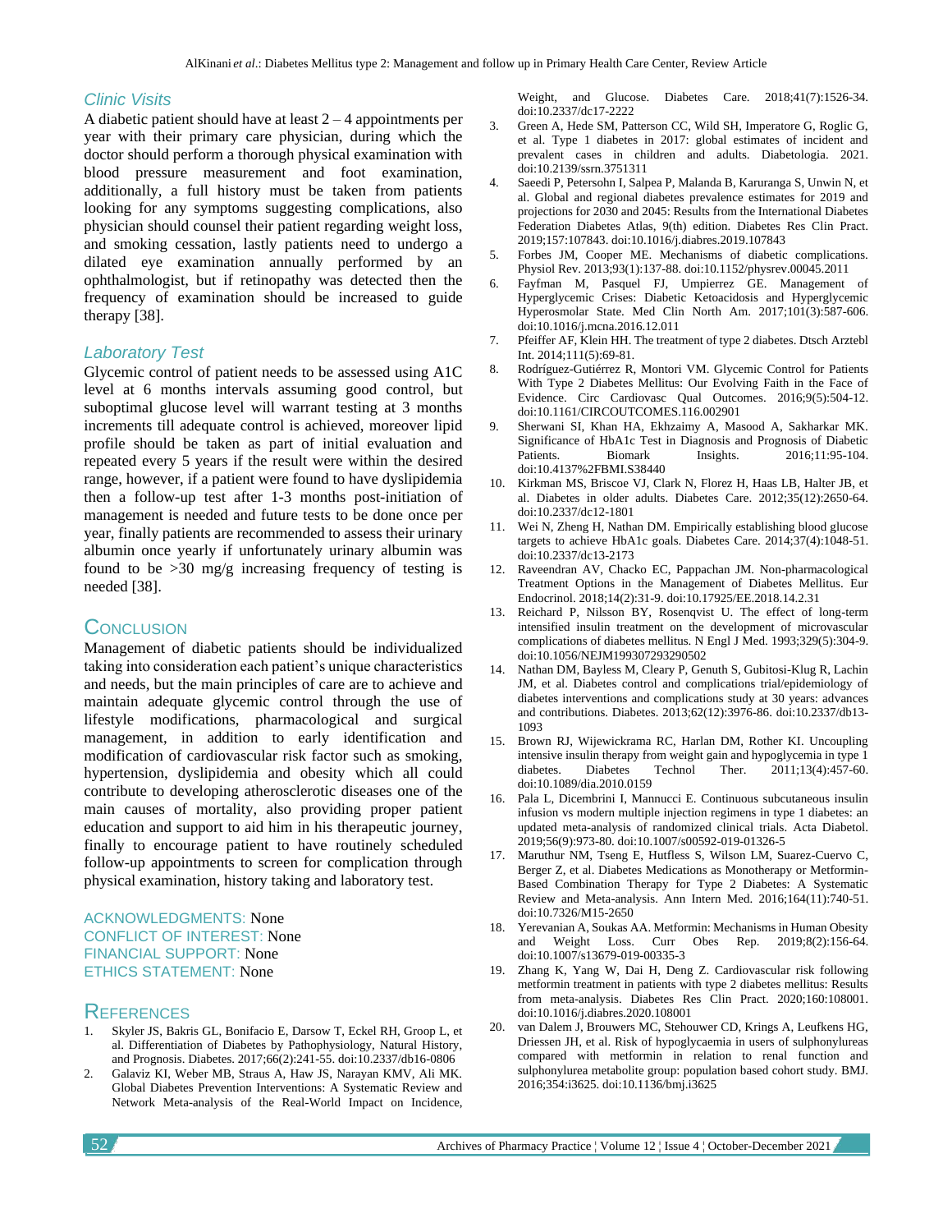### Clinic Visits

A diabetic patient should have at least 2 – 4 appointments per year with their primary care physician, during which the doctor should perform a thorough physical examination with blood pressure measurement and foot examination, additionally, a full history must be taken from patients looking for any symptoms suggesting complications, also physician should counsel their patient regarding weight loss, and smoking cessation, lastly patients need to undergo a dilated eye examination annually performed by an ophthalmologist, but if retinopathy was detected then the frequency of examination should be increased to guide therapy [38].

### Laboratory Test

Glycemic control of patient needs to be assessed using A1C level at 6 months intervals assuming good control, but suboptimal glucose level will warrant testing at 3 months increments till adequate control is achieved, moreover lipid profile should be taken as part of initial evaluation and repeated every 5 years if the result were within the desired range, however, if a patient were found to have dyslipidemia then a follow-up test after 1-3 months post-initiation of management is needed and future tests to be done once per year, finally patients are recommended to assess their urinary albumin once yearly if unfortunately urinary albumin was found to be >30 mg/g increasing frequency of testing is needed [38].

## Conclusion

Management of diabetic patients should be individualized taking into consideration each patient's unique characteristics and needs, but the main principles of care are to achieve and maintain adequate glycemic control through the use of lifestyle modifications, pharmacological and surgical management, in addition to early identification and modification of cardiovascular risk factor such as smoking, hypertension, dyslipidemia and obesity which all could contribute to developing atherosclerotic diseases one of the main causes of mortality, also providing proper patient education and support to aid him in his therapeutic journey, finally to encourage patient to have routinely scheduled follow-up appointments to screen for complication through physical examination, history taking and laboratory test.

ACKNOWLEDGMENTS: None
CONFLICT OF INTEREST: None
FINANCIAL SUPPORT: None
ETHICS STATEMENT: None

## References

1. Skyler JS, Bakris GL, Bonifacio E, Darsow T, Eckel RH, Groop L, et al. Differentiation of Diabetes by Pathophysiology, Natural History, and Prognosis. Diabetes. 2017;66(2):241-55. doi:10.2337/db16-0806
2. Galaviz KI, Weber MB, Straus A, Haw JS, Narayan KMV, Ali MK. Global Diabetes Prevention Interventions: A Systematic Review and Network Meta-analysis of the Real-World Impact on Incidence, Weight, and Glucose. Diabetes Care. 2018;41(7):1526-34. doi:10.2337/dc17-2222
3. Green A, Hede SM, Patterson CC, Wild SH, Imperatore G, Roglic G, et al. Type 1 diabetes in 2017: global estimates of incident and prevalent cases in children and adults. Diabetologia. 2021. doi:10.2139/ssrn.3751311
4. Saeedi P, Petersohn I, Salpea P, Malanda B, Karuranga S, Unwin N, et al. Global and regional diabetes prevalence estimates for 2019 and projections for 2030 and 2045: Results from the International Diabetes Federation Diabetes Atlas, 9(th) edition. Diabetes Res Clin Pract. 2019;157:107843. doi:10.1016/j.diabres.2019.107843
5. Forbes JM, Cooper ME. Mechanisms of diabetic complications. Physiol Rev. 2013;93(1):137-88. doi:10.1152/physrev.00045.2011
6. Fayfman M, Pasquel FJ, Umpierrez GE. Management of Hyperglycemic Crises: Diabetic Ketoacidosis and Hyperglycemic Hyperosmolar State. Med Clin North Am. 2017;101(3):587-606. doi:10.1016/j.mcna.2016.12.011
7. Pfeiffer AF, Klein HH. The treatment of type 2 diabetes. Dtsch Arztebl Int. 2014;111(5):69-81.
8. Rodríguez-Gutiérrez R, Montori VM. Glycemic Control for Patients With Type 2 Diabetes Mellitus: Our Evolving Faith in the Face of Evidence. Circ Cardiovasc Qual Outcomes. 2016;9(5):504-12. doi:10.1161/CIRCOUTCOMES.116.002901
9. Sherwani SI, Khan HA, Ekhzaimy A, Masood A, Sakharkar MK. Significance of HbA1c Test in Diagnosis and Prognosis of Diabetic Patients. Biomark Insights. 2016;11:95-104. doi:10.4137%2FBMI.S38440
10. Kirkman MS, Briscoe VJ, Clark N, Florez H, Haas LB, Halter JB, et al. Diabetes in older adults. Diabetes Care. 2012;35(12):2650-64. doi:10.2337/dc12-1801
11. Wei N, Zheng H, Nathan DM. Empirically establishing blood glucose targets to achieve HbA1c goals. Diabetes Care. 2014;37(4):1048-51. doi:10.2337/dc13-2173
12. Raveendran AV, Chacko EC, Pappachan JM. Non-pharmacological Treatment Options in the Management of Diabetes Mellitus. Eur Endocrinol. 2018;14(2):31-9. doi:10.17925/EE.2018.14.2.31
13. Reichard P, Nilsson BY, Rosenqvist U. The effect of long-term intensified insulin treatment on the development of microvascular complications of diabetes mellitus. N Engl J Med. 1993;329(5):304-9. doi:10.1056/NEJM199307293290502
14. Nathan DM, Bayless M, Cleary P, Genuth S, Gubitosi-Klug R, Lachin JM, et al. Diabetes control and complications trial/epidemiology of diabetes interventions and complications study at 30 years: advances and contributions. Diabetes. 2013;62(12):3976-86. doi:10.2337/db13-1093
15. Brown RJ, Wijewickrama RC, Harlan DM, Rother KI. Uncoupling intensive insulin therapy from weight gain and hypoglycemia in type 1 diabetes. Diabetes Technol Ther. 2011;13(4):457-60. doi:10.1089/dia.2010.0159
16. Pala L, Dicembrini I, Mannucci E. Continuous subcutaneous insulin infusion vs modern multiple injection regimens in type 1 diabetes: an updated meta-analysis of randomized clinical trials. Acta Diabetol. 2019;56(9):973-80. doi:10.1007/s00592-019-01326-5
17. Maruthur NM, Tseng E, Hutfless S, Wilson LM, Suarez-Cuervo C, Berger Z, et al. Diabetes Medications as Monotherapy or Metformin-Based Combination Therapy for Type 2 Diabetes: A Systematic Review and Meta-analysis. Ann Intern Med. 2016;164(11):740-51. doi:10.7326/M15-2650
18. Yerevanian A, Soukas AA. Metformin: Mechanisms in Human Obesity and Weight Loss. Curr Obes Rep. 2019;8(2):156-64. doi:10.1007/s13679-019-00335-3
19. Zhang K, Yang W, Dai H, Deng Z. Cardiovascular risk following metformin treatment in patients with type 2 diabetes mellitus: Results from meta-analysis. Diabetes Res Clin Pract. 2020;160:108001. doi:10.1016/j.diabres.2020.108001
20. van Dalem J, Brouwers MC, Stehouwer CD, Krings A, Leufkens HG, Driessen JH, et al. Risk of hypoglycaemia in users of sulphonylureas compared with metformin in relation to renal function and sulphonylurea metabolite group: population based cohort study. BMJ. 2016;354:i3625. doi:10.1136/bmj.i3625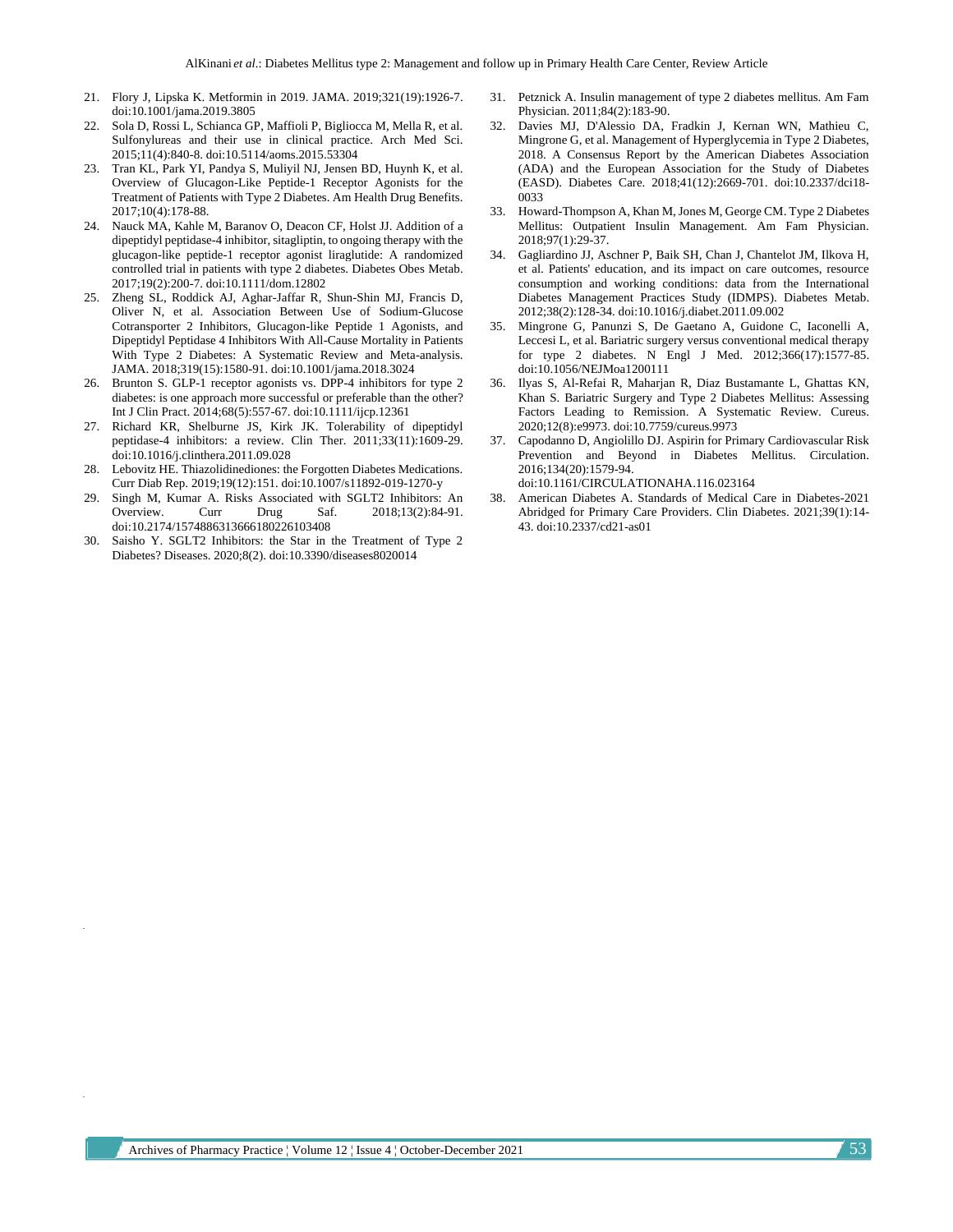21. Flory J, Lipska K. Metformin in 2019. JAMA. 2019;321(19):1926-7. doi:10.1001/jama.2019.3805
22. Sola D, Rossi L, Schianca GP, Maffioli P, Bigliocca M, Mella R, et al. Sulfonylureas and their use in clinical practice. Arch Med Sci. 2015;11(4):840-8. doi:10.5114/aoms.2015.53304
23. Tran KL, Park YI, Pandya S, Muliyil NJ, Jensen BD, Huynh K, et al. Overview of Glucagon-Like Peptide-1 Receptor Agonists for the Treatment of Patients with Type 2 Diabetes. Am Health Drug Benefits. 2017;10(4):178-88.
24. Nauck MA, Kahle M, Baranov O, Deacon CF, Holst JJ. Addition of a dipeptidyl peptidase-4 inhibitor, sitagliptin, to ongoing therapy with the glucagon-like peptide-1 receptor agonist liraglutide: A randomized controlled trial in patients with type 2 diabetes. Diabetes Obes Metab. 2017;19(2):200-7. doi:10.1111/dom.12802
25. Zheng SL, Roddick AJ, Aghar-Jaffar R, Shun-Shin MJ, Francis D, Oliver N, et al. Association Between Use of Sodium-Glucose Cotransporter 2 Inhibitors, Glucagon-like Peptide 1 Agonists, and Dipeptidyl Peptidase 4 Inhibitors With All-Cause Mortality in Patients With Type 2 Diabetes: A Systematic Review and Meta-analysis. JAMA. 2018;319(15):1580-91. doi:10.1001/jama.2018.3024
26. Brunton S. GLP-1 receptor agonists vs. DPP-4 inhibitors for type 2 diabetes: is one approach more successful or preferable than the other? Int J Clin Pract. 2014;68(5):557-67. doi:10.1111/ijcp.12361
27. Richard KR, Shelburne JS, Kirk JK. Tolerability of dipeptidyl peptidase-4 inhibitors: a review. Clin Ther. 2011;33(11):1609-29. doi:10.1016/j.clinthera.2011.09.028
28. Lebovitz HE. Thiazolidinediones: the Forgotten Diabetes Medications. Curr Diab Rep. 2019;19(12):151. doi:10.1007/s11892-019-1270-y
29. Singh M, Kumar A. Risks Associated with SGLT2 Inhibitors: An Overview. Curr Drug Saf. 2018;13(2):84-91. doi:10.2174/1574886313666180226103408
30. Saisho Y. SGLT2 Inhibitors: the Star in the Treatment of Type 2 Diabetes? Diseases. 2020;8(2). doi:10.3390/diseases8020014
31. Petznick A. Insulin management of type 2 diabetes mellitus. Am Fam Physician. 2011;84(2):183-90.
32. Davies MJ, D'Alessio DA, Fradkin J, Kernan WN, Mathieu C, Mingrone G, et al. Management of Hyperglycemia in Type 2 Diabetes, 2018. A Consensus Report by the American Diabetes Association (ADA) and the European Association for the Study of Diabetes (EASD). Diabetes Care. 2018;41(12):2669-701. doi:10.2337/dci18-0033
33. Howard-Thompson A, Khan M, Jones M, George CM. Type 2 Diabetes Mellitus: Outpatient Insulin Management. Am Fam Physician. 2018;97(1):29-37.
34. Gagliardino JJ, Aschner P, Baik SH, Chan J, Chantelot JM, Ilkova H, et al. Patients' education, and its impact on care outcomes, resource consumption and working conditions: data from the International Diabetes Management Practices Study (IDMPS). Diabetes Metab. 2012;38(2):128-34. doi:10.1016/j.diabet.2011.09.002
35. Mingrone G, Panunzi S, De Gaetano A, Guidone C, Iaconelli A, Leccesi L, et al. Bariatric surgery versus conventional medical therapy for type 2 diabetes. N Engl J Med. 2012;366(17):1577-85. doi:10.1056/NEJMoa1200111
36. Ilyas S, Al-Refai R, Maharjan R, Diaz Bustamante L, Ghattas KN, Khan S. Bariatric Surgery and Type 2 Diabetes Mellitus: Assessing Factors Leading to Remission. A Systematic Review. Cureus. 2020;12(8):e9973. doi:10.7759/cureus.9973
37. Capodanno D, Angiolillo DJ. Aspirin for Primary Cardiovascular Risk Prevention and Beyond in Diabetes Mellitus. Circulation. 2016;134(20):1579-94. doi:10.1161/CIRCULATIONAHA.116.023164
38. American Diabetes A. Standards of Medical Care in Diabetes-2021 Abridged for Primary Care Providers. Clin Diabetes. 2021;39(1):14-43. doi:10.2337/cd21-as01